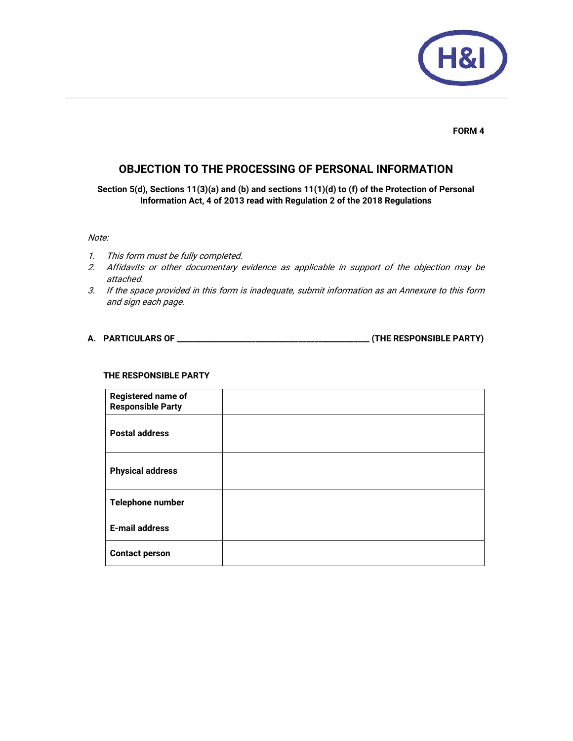**FORM 4**

# OBJECTION TO THE PROCESSING OF PERSONAL INFORMATION

**Section 5(d), Sections 11(3)(a) and (b) and sections 11(1)(d) to (f) of the Protection of Personal Information Act, 4 of 2013 read with Regulation 2 of the 2018 Regulations**

*Note:*

1. *This form must be fully completed.*
2. *Affidavits or other documentary evidence as applicable in support of the objection may be attached.*
3. *If the space provided in this form is inadequate, submit information as an Annexure to this form and sign each page.*

## A. PARTICULARS OF ______________________________ (THE RESPONSIBLE PARTY)

**THE RESPONSIBLE PARTY**

| | |
|---|---|
| **Registered name of Responsible Party** | |
| **Postal address** | |
| **Physical address** | |
| **Telephone number** | |
| **E-mail address** | |
| **Contact person** | |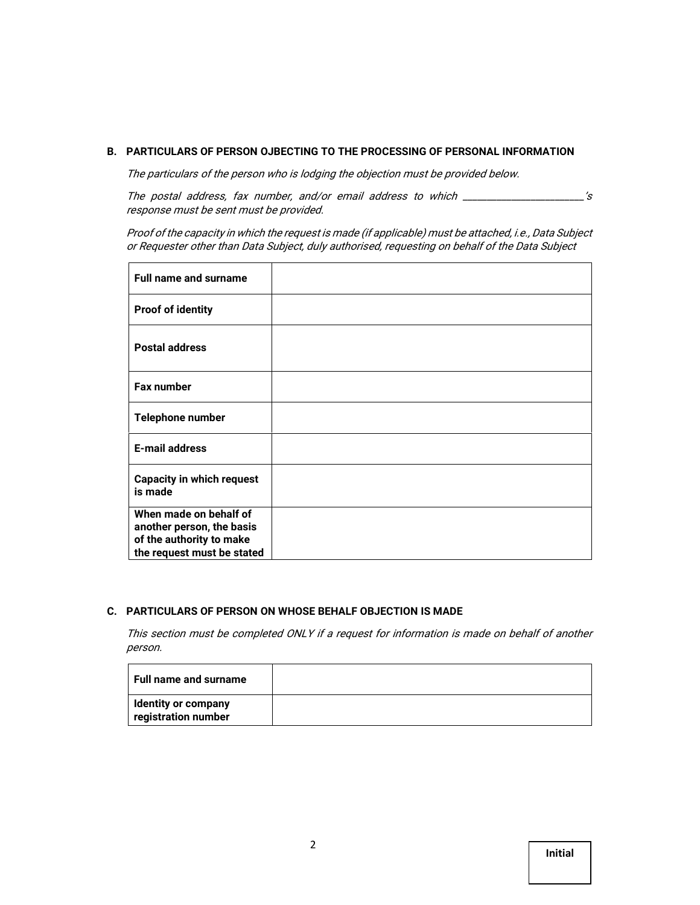### B. PARTICULARS OF PERSON OJBECTING TO THE PROCESSING OF PERSONAL INFORMATION

*The particulars of the person who is lodging the objection must be provided below.*

*The postal address, fax number, and/or email address to which \_\_\_\_\_\_\_\_\_\_\_\_\_\_\_\_\_\_\_\_\_\_\_'s response must be sent must be provided.*

*Proof of the capacity in which the request is made (if applicable) must be attached, i.e., Data Subject or Requester other than Data Subject, duly authorised, requesting on behalf of the Data Subject*

| | |
|---|---|
| **Full name and surname** | |
| **Proof of identity** | |
| **Postal address** | |
| **Fax number** | |
| **Telephone number** | |
| **E-mail address** | |
| **Capacity in which request is made** | |
| **When made on behalf of another person, the basis of the authority to make the request must be stated** | |

### C. PARTICULARS OF PERSON ON WHOSE BEHALF OBJECTION IS MADE

*This section must be completed ONLY if a request for information is made on behalf of another person.*

| | |
|---|---|
| **Full name and surname** | |
| **Identity or company registration number** | |

**Initial**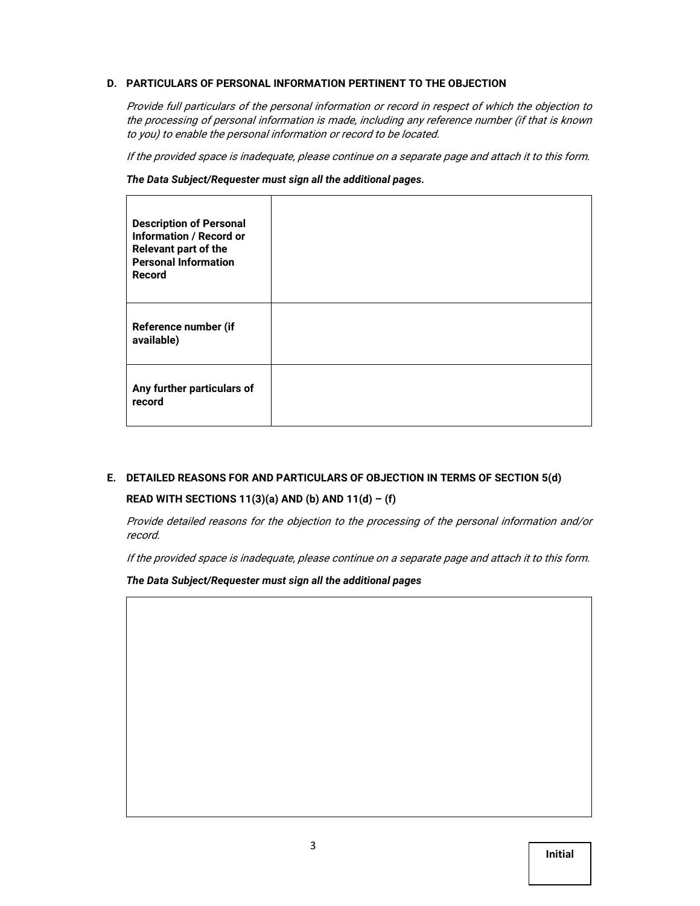## D. PARTICULARS OF PERSONAL INFORMATION PERTINENT TO THE OBJECTION

*Provide full particulars of the personal information or record in respect of which the objection to the processing of personal information is made, including any reference number (if that is known to you) to enable the personal information or record to be located.*

*If the provided space is inadequate, please continue on a separate page and attach it to this form.*

***The Data Subject/Requester must sign all the additional pages.***

| | |
|---|---|
| **Description of Personal Information / Record or Relevant part of the Personal Information Record** | |
| **Reference number (if available)** | |
| **Any further particulars of record** | |

## E. DETAILED REASONS FOR AND PARTICULARS OF OBJECTION IN TERMS OF SECTION 5(d) READ WITH SECTIONS 11(3)(a) AND (b) AND 11(d) – (f)

*Provide detailed reasons for the objection to the processing of the personal information and/or record.*

*If the provided space is inadequate, please continue on a separate page and attach it to this form.*

***The Data Subject/Requester must sign all the additional pages***

| |
|---|
| |

| Initial |
|---|
| |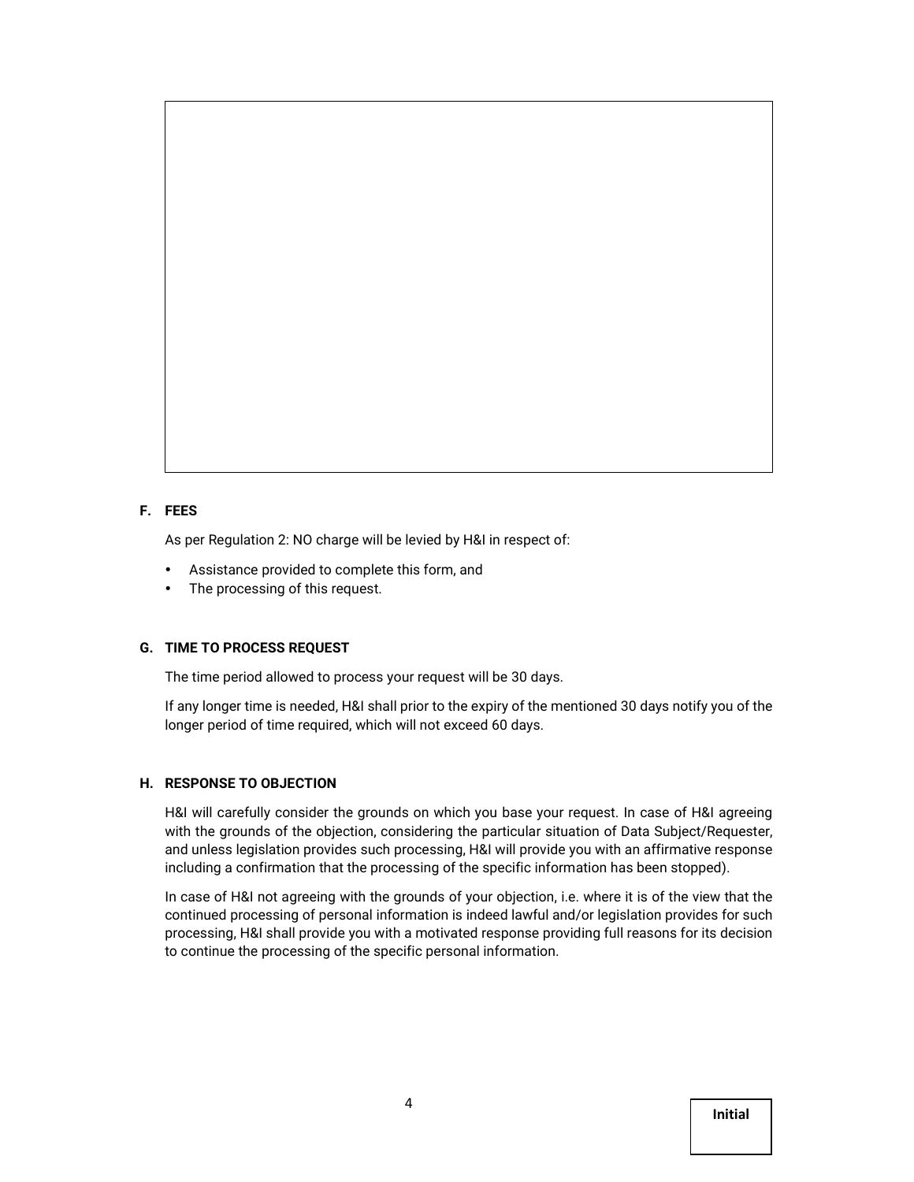### F. FEES

As per Regulation 2: NO charge will be levied by H&I in respect of:

- Assistance provided to complete this form, and
- The processing of this request.

### G. TIME TO PROCESS REQUEST

The time period allowed to process your request will be 30 days.

If any longer time is needed, H&I shall prior to the expiry of the mentioned 30 days notify you of the longer period of time required, which will not exceed 60 days.

### H. RESPONSE TO OBJECTION

H&I will carefully consider the grounds on which you base your request. In case of H&I agreeing with the grounds of the objection, considering the particular situation of Data Subject/Requester, and unless legislation provides such processing, H&I will provide you with an affirmative response including a confirmation that the processing of the specific information has been stopped).

In case of H&I not agreeing with the grounds of your objection, i.e. where it is of the view that the continued processing of personal information is indeed lawful and/or legislation provides for such processing, H&I shall provide you with a motivated response providing full reasons for its decision to continue the processing of the specific personal information.

**Initial**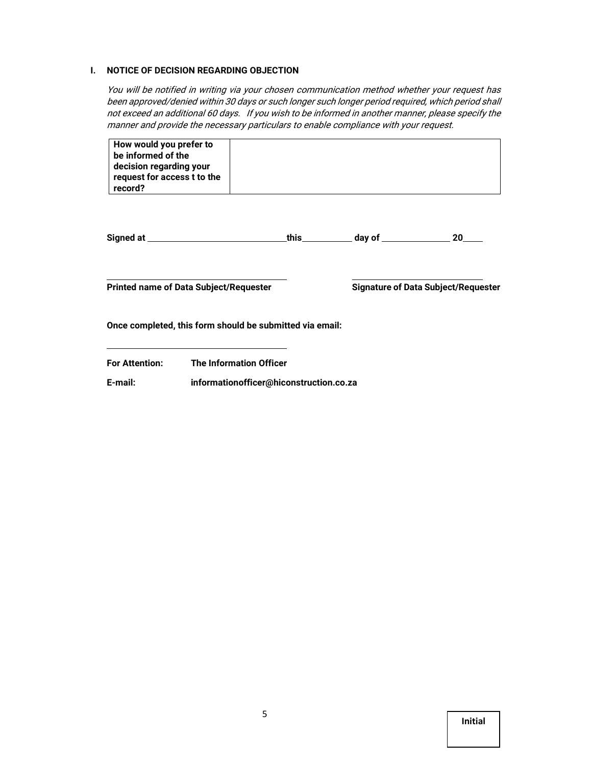**I. NOTICE OF DECISION REGARDING OBJECTION**

*You will be notified in writing via your chosen communication method whether your request has been approved/denied within 30 days or such longer such longer period required, which period shall not exceed an additional 60 days. If you wish to be informed in another manner, please specify the manner and provide the necessary particulars to enable compliance with your request.*

| | |
|---|---|
| **How would you prefer to be informed of the decision regarding your request for access t to the record?** | |

**Signed at** ______________________________ **this** __________ **day of** ______________ **20**____

______________________________________ &nbsp;&nbsp;&nbsp;&nbsp;&nbsp;&nbsp;&nbsp;&nbsp; ____________________________

**Printed name of Data Subject/Requester** &nbsp;&nbsp;&nbsp;&nbsp;&nbsp;&nbsp;&nbsp;&nbsp; **Signature of Data Subject/Requester**

**Once completed, this form should be submitted via email:**

______________________________________

**For Attention:** **The Information Officer**

**E-mail:** **informationofficer@hiconstruction.co.za**

**Initial**